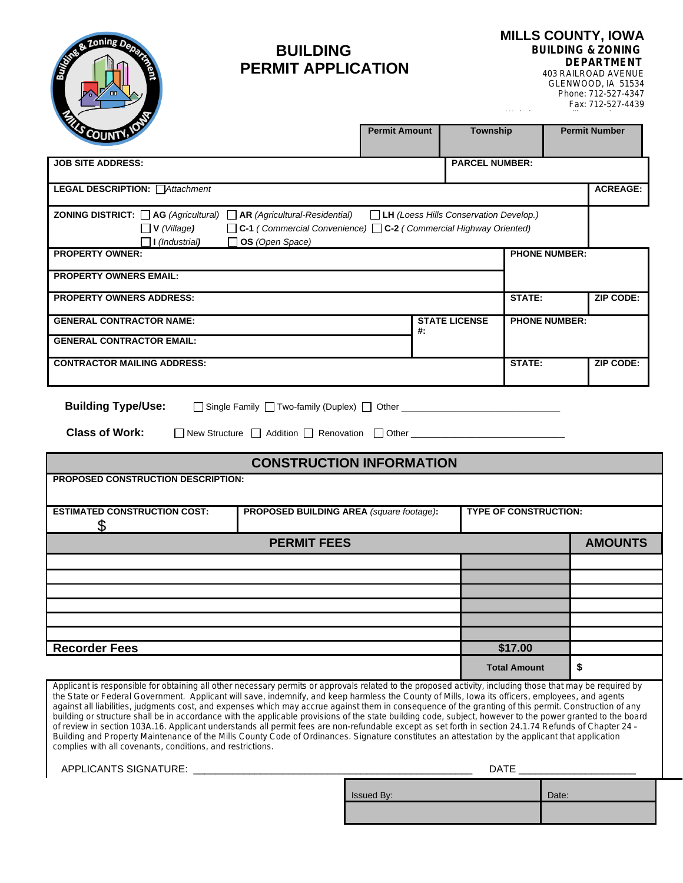# BUILDING PERMIT APPLICATION

**MILLS COUNTY, IOWA**
**BUILDING & ZONING DEPARTMENT**
403 RAILROAD AVENUE
GLENWOOD, IA 51534
Phone: 712-527-4347
Fax: 712-527-4439

| Permit Amount | Township | Permit Number |
|---|---|---|
| | | |

| | | | | |
|---|---|---|---|---|
| **JOB SITE ADDRESS:** | | **PARCEL NUMBER:** | | |
| **LEGAL DESCRIPTION:** ☐ *Attachment* | | | | **ACREAGE:** |
| **ZONING DISTRICT:** ☐ **AG** *(Agricultural)* ☐ **AR** *(Agricultural-Residential)* ☐ **LH** *(Loess Hills Conservation Develop.)* ☐ **V** *(Village)* ☐ **C-1** *( Commercial Convenience)* ☐ **C-2** *( Commercial Highway Oriented)* ☐ **I** *(Industrial)* ☐ **OS** *(Open Space)* | | | | |
| **PROPERTY OWNER:** | | | **PHONE NUMBER:** | |
| **PROPERTY OWNERS EMAIL:** | | | | |
| **PROPERTY OWNERS ADDRESS:** | | | **STATE:** | **ZIP CODE:** |
| **GENERAL CONTRACTOR NAME:** | **STATE LICENSE #:** | | **PHONE NUMBER:** | |
| **GENERAL CONTRACTOR EMAIL:** | | | | |
| **CONTRACTOR MAILING ADDRESS:** | | | **STATE:** | **ZIP CODE:** |

**Building Type/Use:** ☐ Single Family ☐ Two-family (Duplex) ☐ Other ______________________________

**Class of Work:** ☐ New Structure ☐ Addition ☐ Renovation ☐ Other ______________________________

## CONSTRUCTION INFORMATION

| | | |
|---|---|---|
| **PROPOSED CONSTRUCTION DESCRIPTION:** | | |
| **ESTIMATED CONSTRUCTION COST:** $ | **PROPOSED BUILDING AREA** *(square footage)*: | **TYPE OF CONSTRUCTION:** |

| PERMIT FEES | | AMOUNTS |
|---|---|---|
| | | |
| | | |
| | | |
| | | |
| | | |
| | | |
| **Recorder Fees** | **$17.00** | |
| | **Total Amount** | **$** |

Applicant is responsible for obtaining all other necessary permits or approvals related to the proposed activity, including those that may be required by the State or Federal Government. Applicant will save, indemnify, and keep harmless the County of Mills, Iowa its officers, employees, and agents against all liabilities, judgments cost, and expenses which may accrue against them in consequence of the granting of this permit. Construction of any building or structure shall be in accordance with the applicable provisions of the state building code, subject, however to the power granted to the board of review in section 103A.16. Applicant understands all permit fees are non-refundable except as set forth in section 24.1.74 Refunds of Chapter 24 – Building and Property Maintenance of the Mills County Code of Ordinances. Signature constitutes an attestation by the applicant that application complies with all covenants, conditions, and restrictions.

APPLICANTS SIGNATURE: ________________________________________________ DATE ____________________

| Issued By: | Date: |
|---|---|
| | |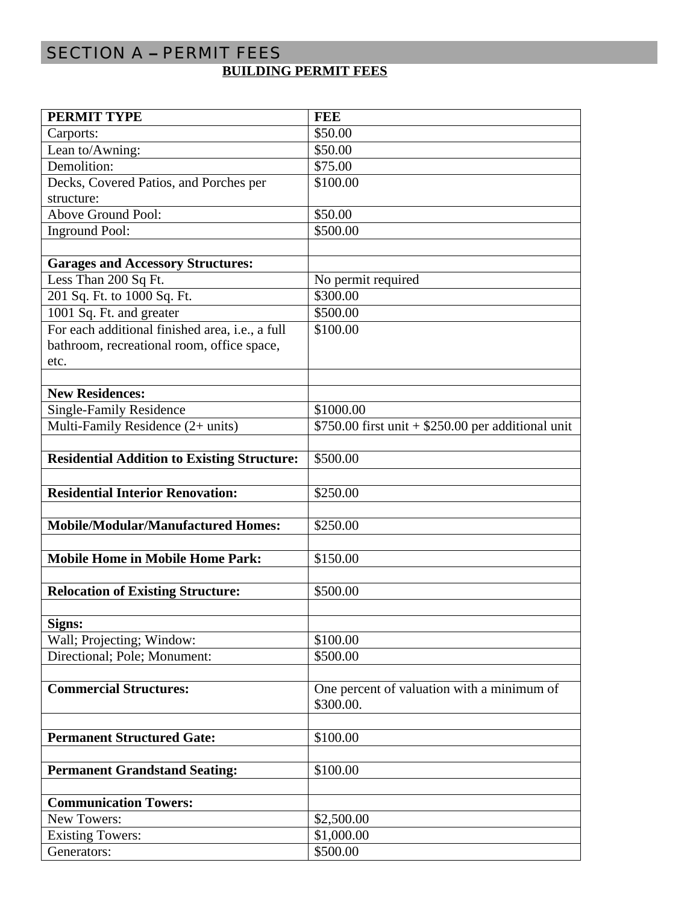# SECTION A – PERMIT FEES

**BUILDING PERMIT FEES**

| PERMIT TYPE | FEE |
|---|---|
| Carports: | $50.00 |
| Lean to/Awning: | $50.00 |
| Demolition: | $75.00 |
| Decks, Covered Patios, and Porches per structure: | $100.00 |
| Above Ground Pool: | $50.00 |
| Inground Pool: | $500.00 |
| | |
| **Garages and Accessory Structures:** | |
| Less Than 200 Sq Ft. | No permit required |
| 201 Sq. Ft. to 1000 Sq. Ft. | $300.00 |
| 1001 Sq. Ft. and greater | $500.00 |
| For each additional finished area, i.e., a full bathroom, recreational room, office space, etc. | $100.00 |
| | |
| **New Residences:** | |
| Single-Family Residence | $1000.00 |
| Multi-Family Residence (2+ units) | $750.00 first unit + $250.00 per additional unit |
| | |
| **Residential Addition to Existing Structure:** | $500.00 |
| | |
| **Residential Interior Renovation:** | $250.00 |
| | |
| **Mobile/Modular/Manufactured Homes:** | $250.00 |
| | |
| **Mobile Home in Mobile Home Park:** | $150.00 |
| | |
| **Relocation of Existing Structure:** | $500.00 |
| | |
| **Signs:** | |
| Wall; Projecting; Window: | $100.00 |
| Directional; Pole; Monument: | $500.00 |
| | |
| **Commercial Structures:** | One percent of valuation with a minimum of $300.00. |
| | |
| **Permanent Structured Gate:** | $100.00 |
| | |
| **Permanent Grandstand Seating:** | $100.00 |
| | |
| **Communication Towers:** | |
| New Towers: | $2,500.00 |
| Existing Towers: | $1,000.00 |
| Generators: | $500.00 |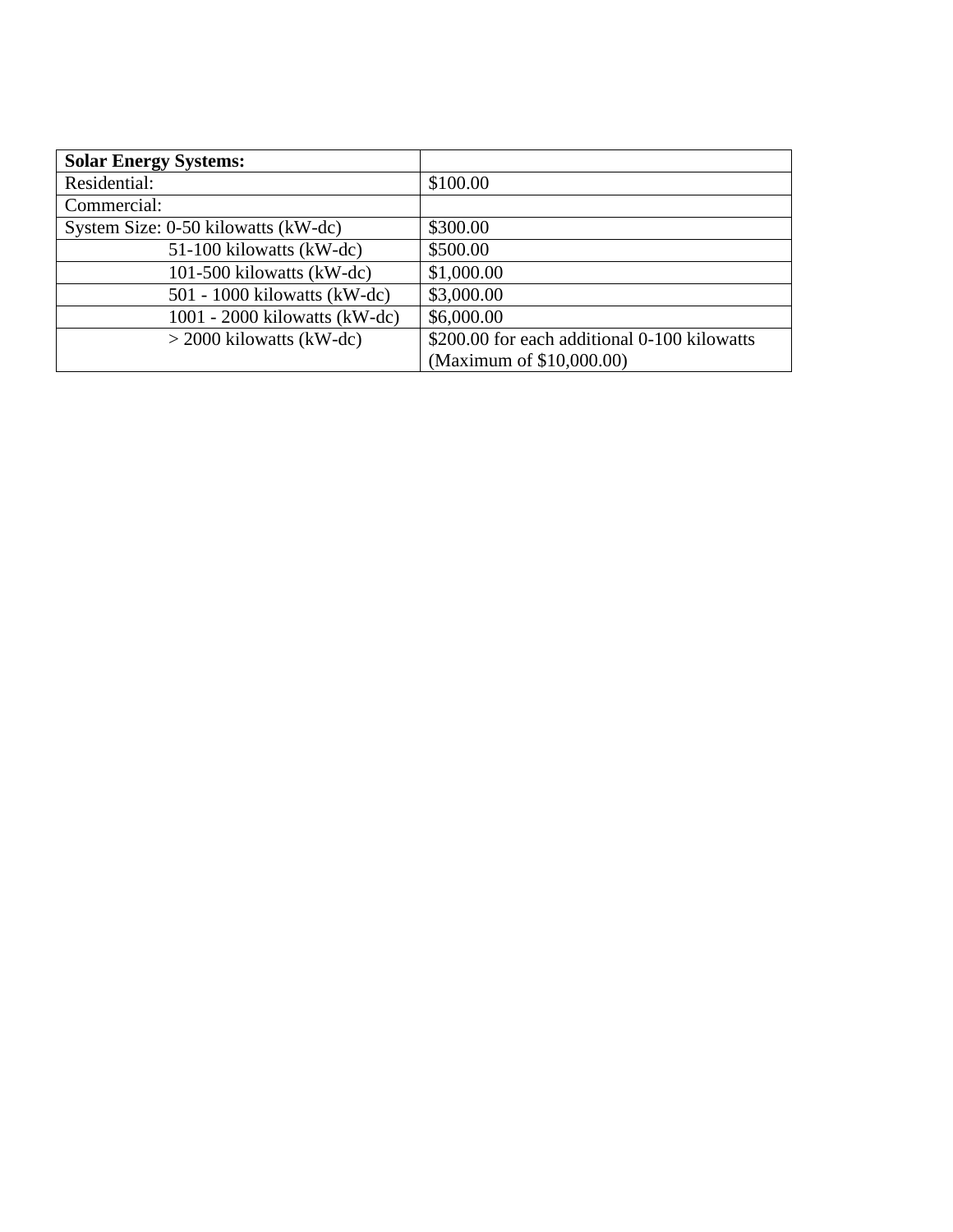| **Solar Energy Systems:** | |
|---|---|
| Residential: | $100.00 |
| Commercial: | |
| System Size: 0-50 kilowatts (kW-dc) | $300.00 |
| 51-100 kilowatts (kW-dc) | $500.00 |
| 101-500 kilowatts (kW-dc) | $1,000.00 |
| 501 - 1000 kilowatts (kW-dc) | $3,000.00 |
| 1001 - 2000 kilowatts (kW-dc) | $6,000.00 |
| > 2000 kilowatts (kW-dc) | $200.00 for each additional 0-100 kilowatts (Maximum of $10,000.00) |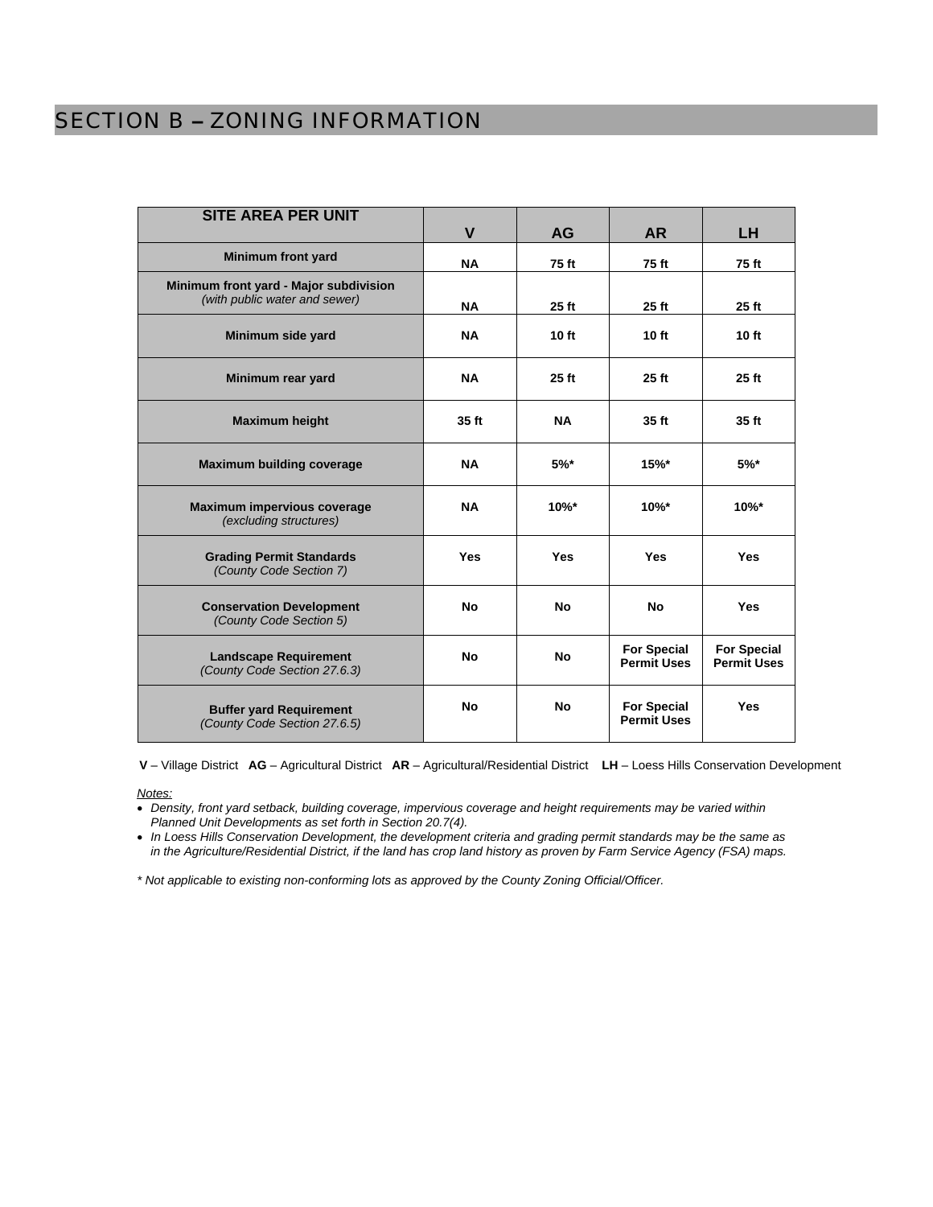## SECTION B – ZONING INFORMATION

| SITE AREA PER UNIT | V | AG | AR | LH |
|---|---|---|---|---|
| **Minimum front yard** | **NA** | **75 ft** | **75 ft** | **75 ft** |
| **Minimum front yard - Major subdivision** *(with public water and sewer)* | **NA** | **25 ft** | **25 ft** | **25 ft** |
| **Minimum side yard** | **NA** | **10 ft** | **10 ft** | **10 ft** |
| **Minimum rear yard** | **NA** | **25 ft** | **25 ft** | **25 ft** |
| **Maximum height** | **35 ft** | **NA** | **35 ft** | **35 ft** |
| **Maximum building coverage** | **NA** | **5%*** | **15%*** | **5%*** |
| **Maximum impervious coverage** *(excluding structures)* | **NA** | **10%*** | **10%*** | **10%*** |
| **Grading Permit Standards** *(County Code Section 7)* | **Yes** | **Yes** | **Yes** | **Yes** |
| **Conservation Development** *(County Code Section 5)* | **No** | **No** | **No** | **Yes** |
| **Landscape Requirement** *(County Code Section 27.6.3)* | **No** | **No** | **For Special Permit Uses** | **For Special Permit Uses** |
| **Buffer yard Requirement** *(County Code Section 27.6.5)* | **No** | **No** | **For Special Permit Uses** | **Yes** |

**V** – Village District **AG** – Agricultural District **AR** – Agricultural/Residential District **LH** – Loess Hills Conservation Development

*Notes:*

- *Density, front yard setback, building coverage, impervious coverage and height requirements may be varied within Planned Unit Developments as set forth in Section 20.7(4).*
- *In Loess Hills Conservation Development, the development criteria and grading permit standards may be the same as in the Agriculture/Residential District, if the land has crop land history as proven by Farm Service Agency (FSA) maps.*

*\* Not applicable to existing non-conforming lots as approved by the County Zoning Official/Officer.*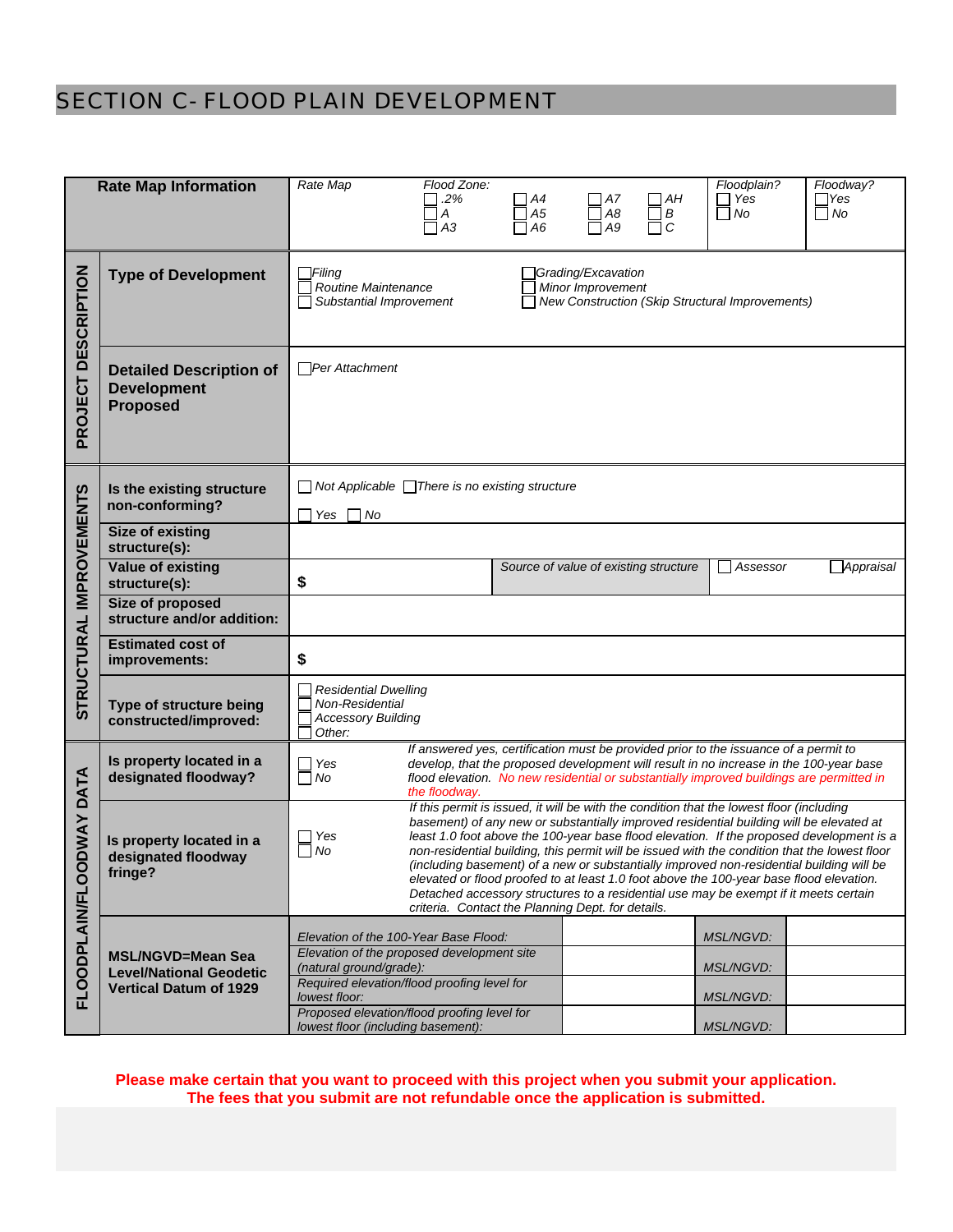# SECTION C- FLOOD PLAIN DEVELOPMENT

| | | | | | | |
|---|---|---|---|---|---|---|
| | **Rate Map Information** | Rate Map | Flood Zone:<br>☐ .2% ☐ A4 ☐ A7 ☐ AH<br>☐ A ☐ A5 ☐ A8 ☐ B<br>☐ A3 ☐ A6 ☐ A9 ☐ C | | Floodplain?<br>☐ Yes<br>☐ No | Floodway?<br>☐ Yes<br>☐ No |
| **PROJECT DESCRIPTION** | **Type of Development** | ☐ Filing<br>☐ Routine Maintenance<br>☐ Substantial Improvement | ☐ Grading/Excavation<br>☐ Minor Improvement<br>☐ New Construction (Skip Structural Improvements) | | | |
| | **Detailed Description of Development Proposed** | ☐ Per Attachment | | | | |
| **STRUCTURAL IMPROVEMENTS** | **Is the existing structure non-conforming?** | ☐ Not Applicable ☐ There is no existing structure<br>☐ Yes ☐ No | | | | |
| | **Size of existing structure(s):** | | | | | |
| | **Value of existing structure(s):** | $ | Source of value of existing structure | | ☐ Assessor | ☐ Appraisal |
| | **Size of proposed structure and/or addition:** | | | | | |
| | **Estimated cost of improvements:** | $ | | | | |
| | **Type of structure being constructed/improved:** | ☐ Residential Dwelling<br>☐ Non-Residential<br>☐ Accessory Building<br>☐ Other: | | | | |
| **FLOODPLAIN/FLOODWAY DATA** | **Is property located in a designated floodway?** | ☐ Yes<br>☐ No | If answered yes, certification must be provided prior to the issuance of a permit to develop, that the proposed development will result in no increase in the 100-year base flood elevation. No new residential or substantially improved buildings are permitted in the floodway. | | | |
| | **Is property located in a designated floodway fringe?** | ☐ Yes<br>☐ No | If this permit is issued, it will be with the condition that the lowest floor (including basement) of any new or substantially improved residential building will be elevated at least 1.0 foot above the 100-year base flood elevation. If the proposed development is a non-residential building, this permit will be issued with the condition that the lowest floor (including basement) of a new or substantially improved non-residential building will be elevated or flood proofed to at least 1.0 foot above the 100-year base flood elevation. Detached accessory structures to a residential use may be exempt if it meets certain criteria. Contact the Planning Dept. for details. | | | |
| | **MSL/NGVD=Mean Sea Level/National Geodetic Vertical Datum of 1929** | Elevation of the 100-Year Base Flood: | | MSL/NGVD: | | |
| | | Elevation of the proposed development site (natural ground/grade): | | MSL/NGVD: | | |
| | | Required elevation/flood proofing level for lowest floor: | | MSL/NGVD: | | |
| | | Proposed elevation/flood proofing level for lowest floor (including basement): | | MSL/NGVD: | | |

**Please make certain that you want to proceed with this project when you submit your application. The fees that you submit are not refundable once the application is submitted.**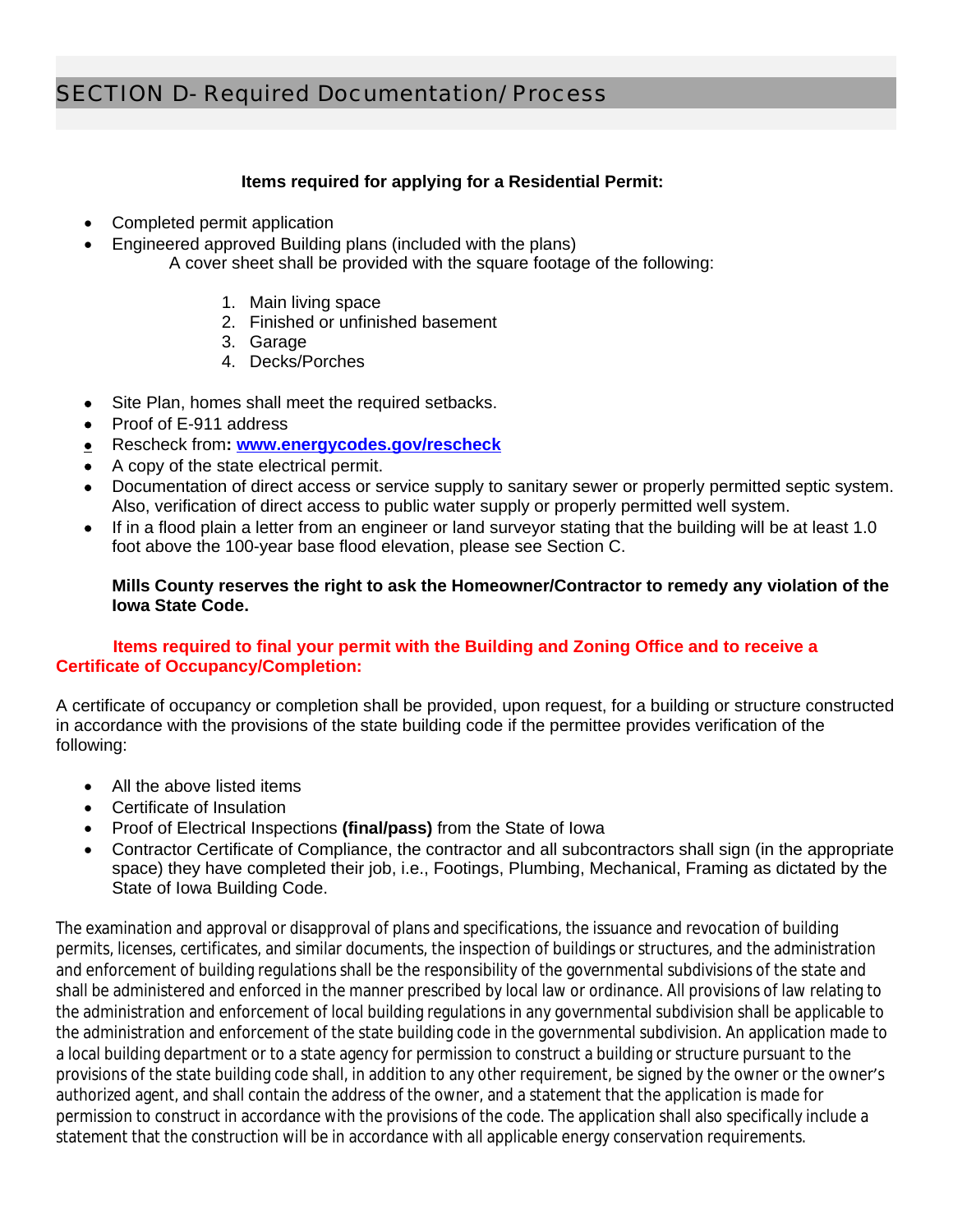## SECTION D- Required Documentation/Process

**Items required for applying for a Residential Permit:**

- Completed permit application
- Engineered approved Building plans (included with the plans)
  A cover sheet shall be provided with the square footage of the following:

  1. Main living space
  2. Finished or unfinished basement
  3. Garage
  4. Decks/Porches

- Site Plan, homes shall meet the required setbacks.
- Proof of E-911 address
- Rescheck from**:** **www.energycodes.gov/rescheck**
- A copy of the state electrical permit.
- Documentation of direct access or service supply to sanitary sewer or properly permitted septic system. Also, verification of direct access to public water supply or properly permitted well system.
- If in a flood plain a letter from an engineer or land surveyor stating that the building will be at least 1.0 foot above the 100-year base flood elevation, please see Section C.

**Mills County reserves the right to ask the Homeowner/Contractor to remedy any violation of the Iowa State Code.**

**Items required to final your permit with the Building and Zoning Office and to receive a Certificate of Occupancy/Completion:**

A certificate of occupancy or completion shall be provided, upon request, for a building or structure constructed in accordance with the provisions of the state building code if the permittee provides verification of the following:

- All the above listed items
- Certificate of Insulation
- Proof of Electrical Inspections **(final/pass)** from the State of Iowa
- Contractor Certificate of Compliance, the contractor and all subcontractors shall sign (in the appropriate space) they have completed their job, i.e., Footings, Plumbing, Mechanical, Framing as dictated by the State of Iowa Building Code.

The examination and approval or disapproval of plans and specifications, the issuance and revocation of building permits, licenses, certificates, and similar documents, the inspection of buildings or structures, and the administration and enforcement of building regulations shall be the responsibility of the governmental subdivisions of the state and shall be administered and enforced in the manner prescribed by local law or ordinance. All provisions of law relating to the administration and enforcement of local building regulations in any governmental subdivision shall be applicable to the administration and enforcement of the state building code in the governmental subdivision. An application made to a local building department or to a state agency for permission to construct a building or structure pursuant to the provisions of the state building code shall, in addition to any other requirement, be signed by the owner or the owner's authorized agent, and shall contain the address of the owner, and a statement that the application is made for permission to construct in accordance with the provisions of the code. The application shall also specifically include a statement that the construction will be in accordance with all applicable energy conservation requirements.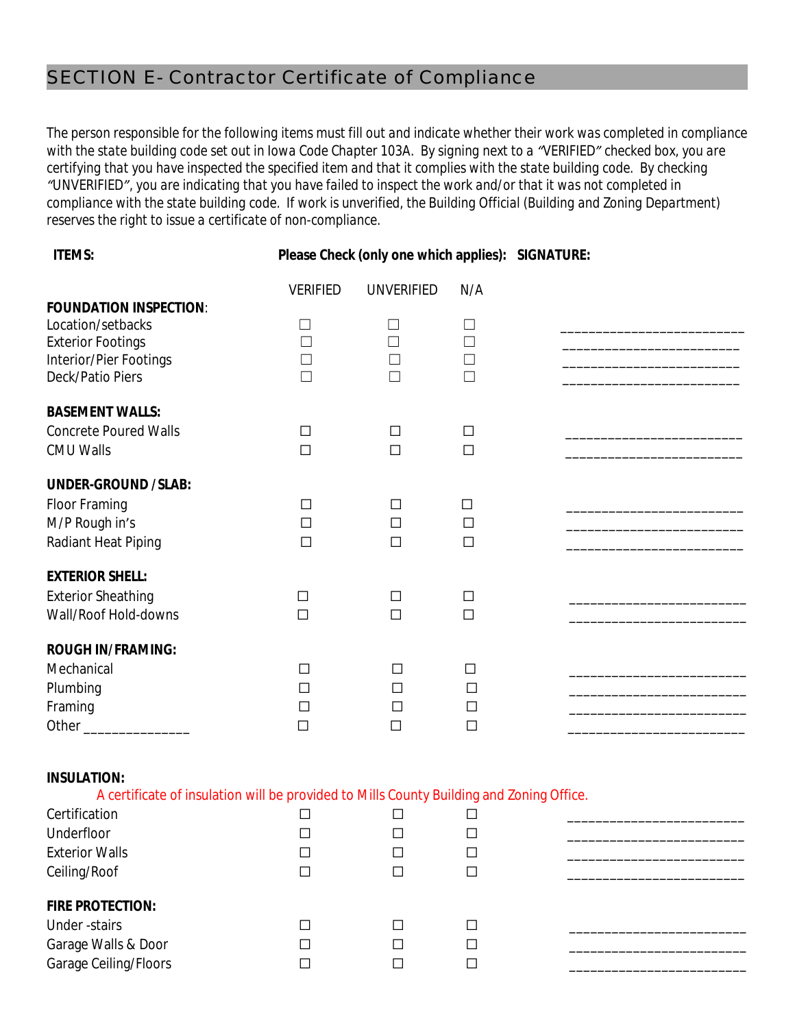## SECTION E- Contractor Certificate of Compliance

The person responsible for the following items must fill out and indicate whether their work was completed in compliance with the state building code set out in Iowa Code Chapter 103A. By signing next to a "VERIFIED" checked box, you are certifying that you have inspected the specified item and that it complies with the state building code. By checking "UNVERIFIED", you are indicating that you have failed to inspect the work and/or that it was not completed in compliance with the state building code. If work is unverified, the Building Official (Building and Zoning Department) reserves the right to issue a certificate of non-compliance.

| ITEMS: | Please Check (only one which applies): | | | SIGNATURE: |
|---|---|---|---|---|
| | VERIFIED | UNVERIFIED | N/A | |
| **FOUNDATION INSPECTION**: | | | | |
| Location/setbacks | ☐ | ☐ | ☐ | ________________________ |
| Exterior Footings | ☐ | ☐ | ☐ | ________________________ |
| Interior/Pier Footings | ☐ | ☐ | ☐ | ________________________ |
| Deck/Patio Piers | ☐ | ☐ | ☐ | ________________________ |
| **BASEMENT WALLS:** | | | | |
| Concrete Poured Walls | ☐ | ☐ | ☐ | ________________________ |
| CMU Walls | ☐ | ☐ | ☐ | ________________________ |
| **UNDER-GROUND / SLAB:** | | | | |
| Floor Framing | ☐ | ☐ | ☐ | ________________________ |
| M/P Rough in's | ☐ | ☐ | ☐ | ________________________ |
| Radiant Heat Piping | ☐ | ☐ | ☐ | ________________________ |
| **EXTERIOR SHELL:** | | | | |
| Exterior Sheathing | ☐ | ☐ | ☐ | ________________________ |
| Wall/Roof Hold-downs | ☐ | ☐ | ☐ | ________________________ |
| **ROUGH IN/FRAMING:** | | | | |
| Mechanical | ☐ | ☐ | ☐ | ________________________ |
| Plumbing | ☐ | ☐ | ☐ | ________________________ |
| Framing | ☐ | ☐ | ☐ | ________________________ |
| Other ______________ | ☐ | ☐ | ☐ | ________________________ |
| **INSULATION:** | | | | |
| A certificate of insulation will be provided to Mills County Building and Zoning Office. | | | | |
| Certification | ☐ | ☐ | ☐ | ________________________ |
| Underfloor | ☐ | ☐ | ☐ | ________________________ |
| Exterior Walls | ☐ | ☐ | ☐ | ________________________ |
| Ceiling/Roof | ☐ | ☐ | ☐ | ________________________ |
| **FIRE PROTECTION:** | | | | |
| Under -stairs | ☐ | ☐ | ☐ | ________________________ |
| Garage Walls & Door | ☐ | ☐ | ☐ | ________________________ |
| Garage Ceiling/Floors | ☐ | ☐ | ☐ | ________________________ |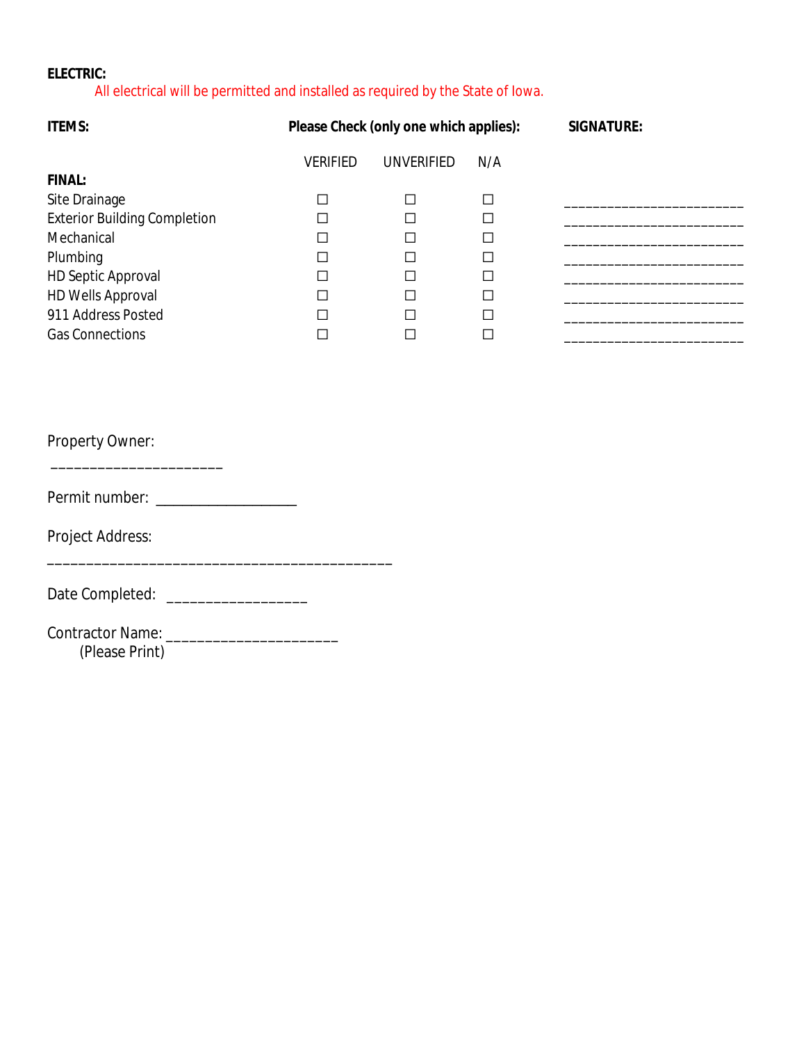**ELECTRIC:**

All electrical will be permitted and installed as required by the State of Iowa.

| ITEMS: | Please Check (only one which applies): | | | SIGNATURE: |
|---|---|---|---|---|
| | VERIFIED | UNVERIFIED | N/A | |
| **FINAL:** | | | | |
| Site Drainage | ☐ | ☐ | ☐ | ________________________ |
| Exterior Building Completion | ☐ | ☐ | ☐ | ________________________ |
| Mechanical | ☐ | ☐ | ☐ | ________________________ |
| Plumbing | ☐ | ☐ | ☐ | ________________________ |
| HD Septic Approval | ☐ | ☐ | ☐ | ________________________ |
| HD Wells Approval | ☐ | ☐ | ☐ | ________________________ |
| 911 Address Posted | ☐ | ☐ | ☐ | ________________________ |
| Gas Connections | ☐ | ☐ | ☐ | ________________________ |

Property Owner:

______________________

Permit number: ___________________

Project Address:

____________________________________________

Date Completed: _________________

Contractor Name: _____________________
(Please Print)